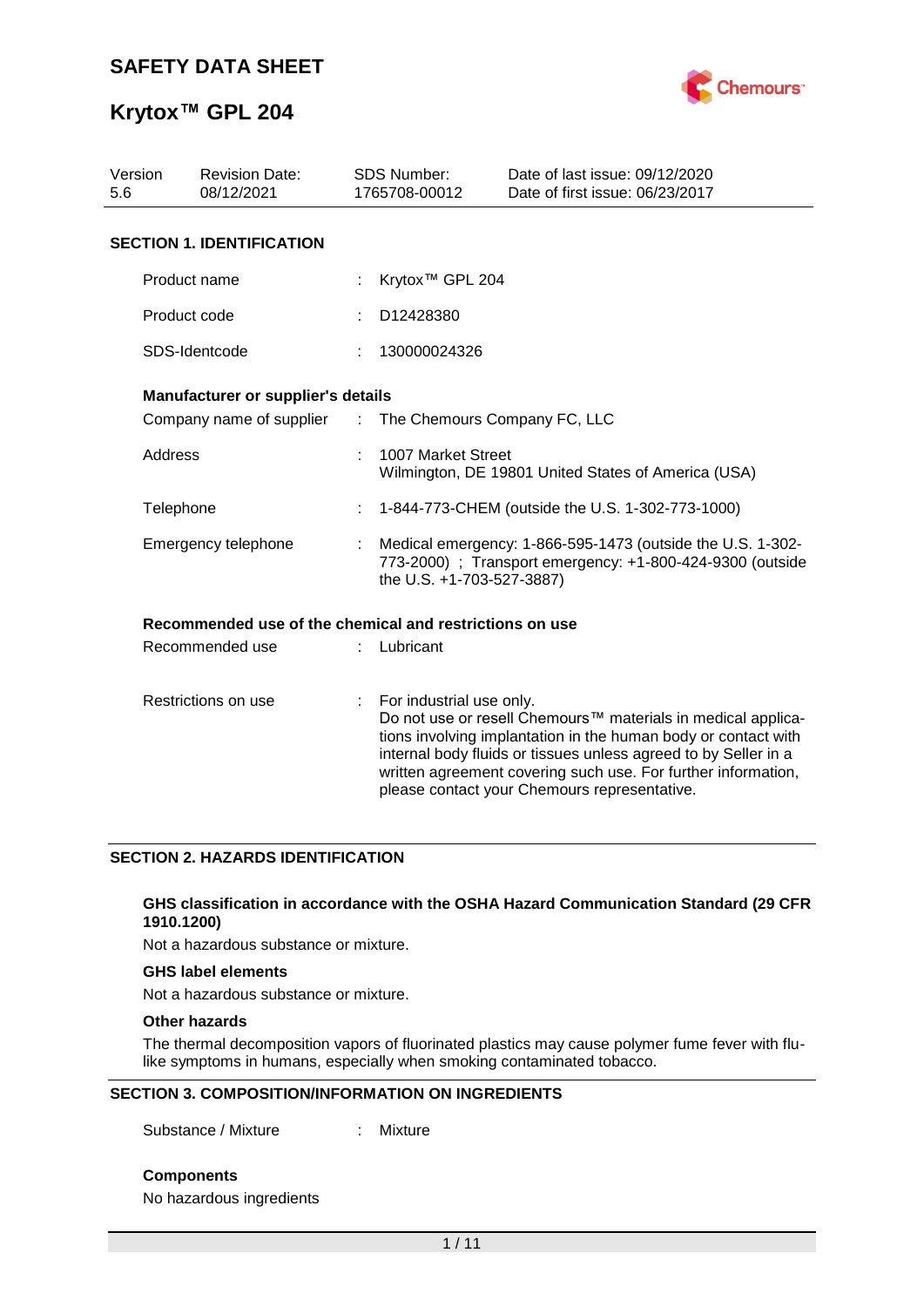# SAFETY DATA SHEET

# Krytox™ GPL 204

| Version | Revision Date: | SDS Number: | Date of last issue: 09/12/2020 |
|---|---|---|---|
| 5.6 | 08/12/2021 | 1765708-00012 | Date of first issue: 06/23/2017 |

## SECTION 1. IDENTIFICATION

Product name : Krytox™ GPL 204

Product code : D12428380

SDS-Identcode : 130000024326

### Manufacturer or supplier's details

Company name of supplier : The Chemours Company FC, LLC

Address : 1007 Market Street
Wilmington, DE 19801 United States of America (USA)

Telephone : 1-844-773-CHEM (outside the U.S. 1-302-773-1000)

Emergency telephone : Medical emergency: 1-866-595-1473 (outside the U.S. 1-302-773-2000) ; Transport emergency: +1-800-424-9300 (outside the U.S. +1-703-527-3887)

### Recommended use of the chemical and restrictions on use

Recommended use : Lubricant

Restrictions on use : For industrial use only.
Do not use or resell Chemours™ materials in medical applications involving implantation in the human body or contact with internal body fluids or tissues unless agreed to by Seller in a written agreement covering such use. For further information, please contact your Chemours representative.

## SECTION 2. HAZARDS IDENTIFICATION

### GHS classification in accordance with the OSHA Hazard Communication Standard (29 CFR 1910.1200)

Not a hazardous substance or mixture.

### GHS label elements

Not a hazardous substance or mixture.

### Other hazards

The thermal decomposition vapors of fluorinated plastics may cause polymer fume fever with flu-like symptoms in humans, especially when smoking contaminated tobacco.

## SECTION 3. COMPOSITION/INFORMATION ON INGREDIENTS

Substance / Mixture : Mixture

### Components

No hazardous ingredients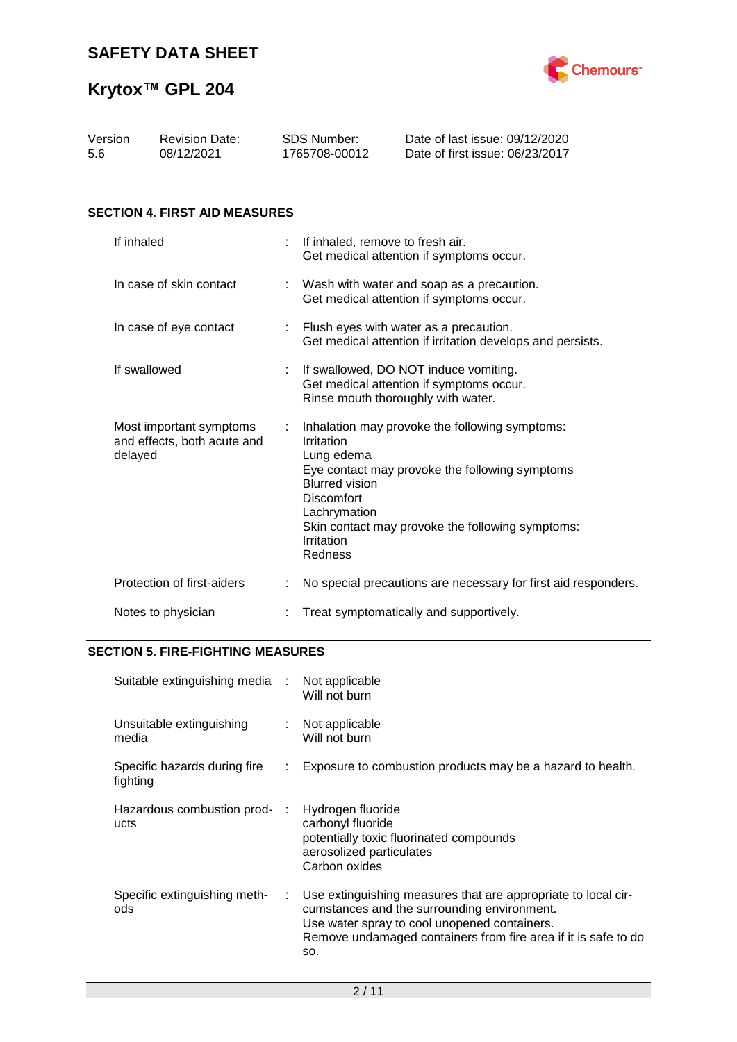## SECTION 4. FIRST AID MEASURES

| | |
|---|---|
| If inhaled | If inhaled, remove to fresh air.<br>Get medical attention if symptoms occur. |
| In case of skin contact | Wash with water and soap as a precaution.<br>Get medical attention if symptoms occur. |
| In case of eye contact | Flush eyes with water as a precaution.<br>Get medical attention if irritation develops and persists. |
| If swallowed | If swallowed, DO NOT induce vomiting.<br>Get medical attention if symptoms occur.<br>Rinse mouth thoroughly with water. |
| Most important symptoms and effects, both acute and delayed | Inhalation may provoke the following symptoms:<br>Irritation<br>Lung edema<br>Eye contact may provoke the following symptoms<br>Blurred vision<br>Discomfort<br>Lachrymation<br>Skin contact may provoke the following symptoms:<br>Irritation<br>Redness |
| Protection of first-aiders | No special precautions are necessary for first aid responders. |
| Notes to physician | Treat symptomatically and supportively. |

## SECTION 5. FIRE-FIGHTING MEASURES

| | |
|---|---|
| Suitable extinguishing media | Not applicable<br>Will not burn |
| Unsuitable extinguishing media | Not applicable<br>Will not burn |
| Specific hazards during fire fighting | Exposure to combustion products may be a hazard to health. |
| Hazardous combustion products | Hydrogen fluoride<br>carbonyl fluoride<br>potentially toxic fluorinated compounds<br>aerosolized particulates<br>Carbon oxides |
| Specific extinguishing methods | Use extinguishing measures that are appropriate to local circumstances and the surrounding environment.<br>Use water spray to cool unopened containers.<br>Remove undamaged containers from fire area if it is safe to do so. |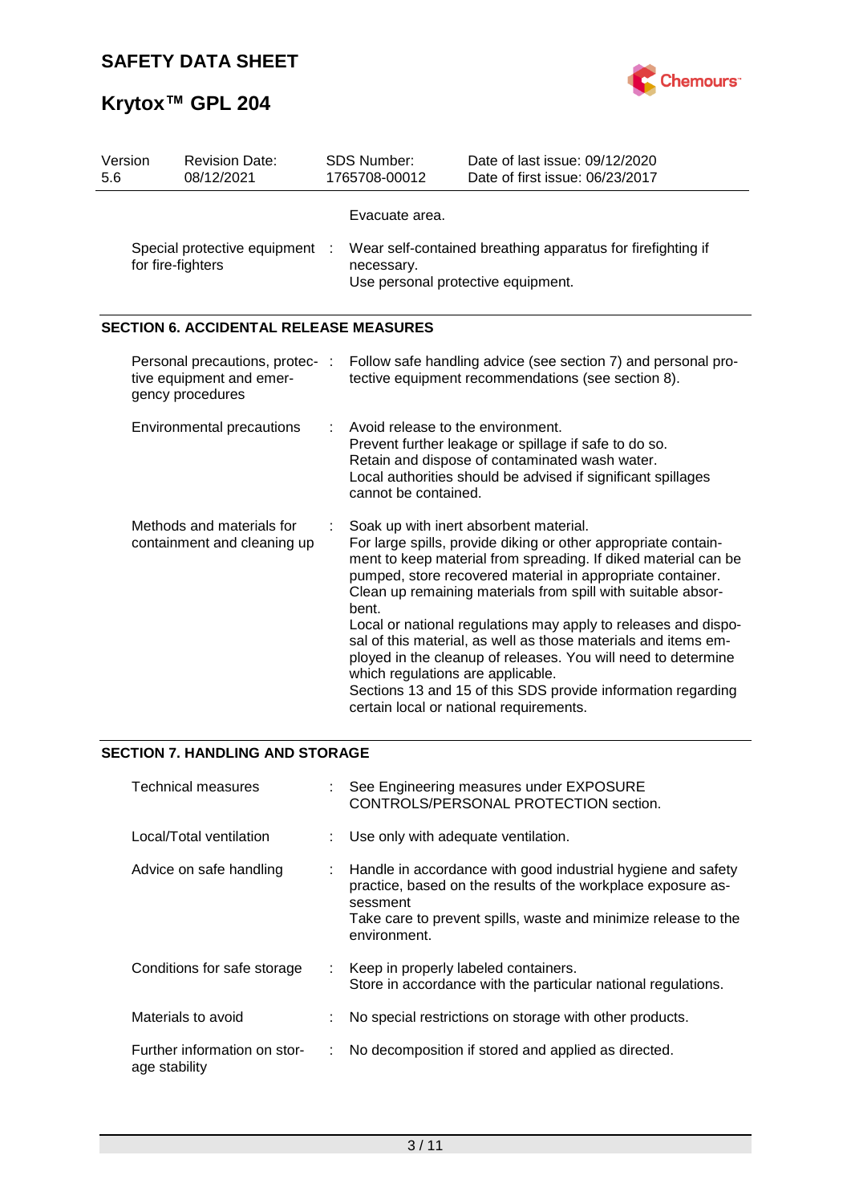| | |
|---|---|
| | Evacuate area. |
| Special protective equipment for fire-fighters | : Wear self-contained breathing apparatus for firefighting if necessary.<br>Use personal protective equipment. |

## SECTION 6. ACCIDENTAL RELEASE MEASURES

| | |
|---|---|
| Personal precautions, protective equipment and emergency procedures | : Follow safe handling advice (see section 7) and personal protective equipment recommendations (see section 8). |
| Environmental precautions | : Avoid release to the environment.<br>Prevent further leakage or spillage if safe to do so.<br>Retain and dispose of contaminated wash water.<br>Local authorities should be advised if significant spillages cannot be contained. |
| Methods and materials for containment and cleaning up | : Soak up with inert absorbent material.<br>For large spills, provide diking or other appropriate containment to keep material from spreading. If diked material can be pumped, store recovered material in appropriate container.<br>Clean up remaining materials from spill with suitable absorbent.<br>Local or national regulations may apply to releases and disposal of this material, as well as those materials and items employed in the cleanup of releases. You will need to determine which regulations are applicable.<br>Sections 13 and 15 of this SDS provide information regarding certain local or national requirements. |

## SECTION 7. HANDLING AND STORAGE

| | |
|---|---|
| Technical measures | : See Engineering measures under EXPOSURE CONTROLS/PERSONAL PROTECTION section. |
| Local/Total ventilation | : Use only with adequate ventilation. |
| Advice on safe handling | : Handle in accordance with good industrial hygiene and safety practice, based on the results of the workplace exposure assessment<br>Take care to prevent spills, waste and minimize release to the environment. |
| Conditions for safe storage | : Keep in properly labeled containers.<br>Store in accordance with the particular national regulations. |
| Materials to avoid | : No special restrictions on storage with other products. |
| Further information on storage stability | : No decomposition if stored and applied as directed. |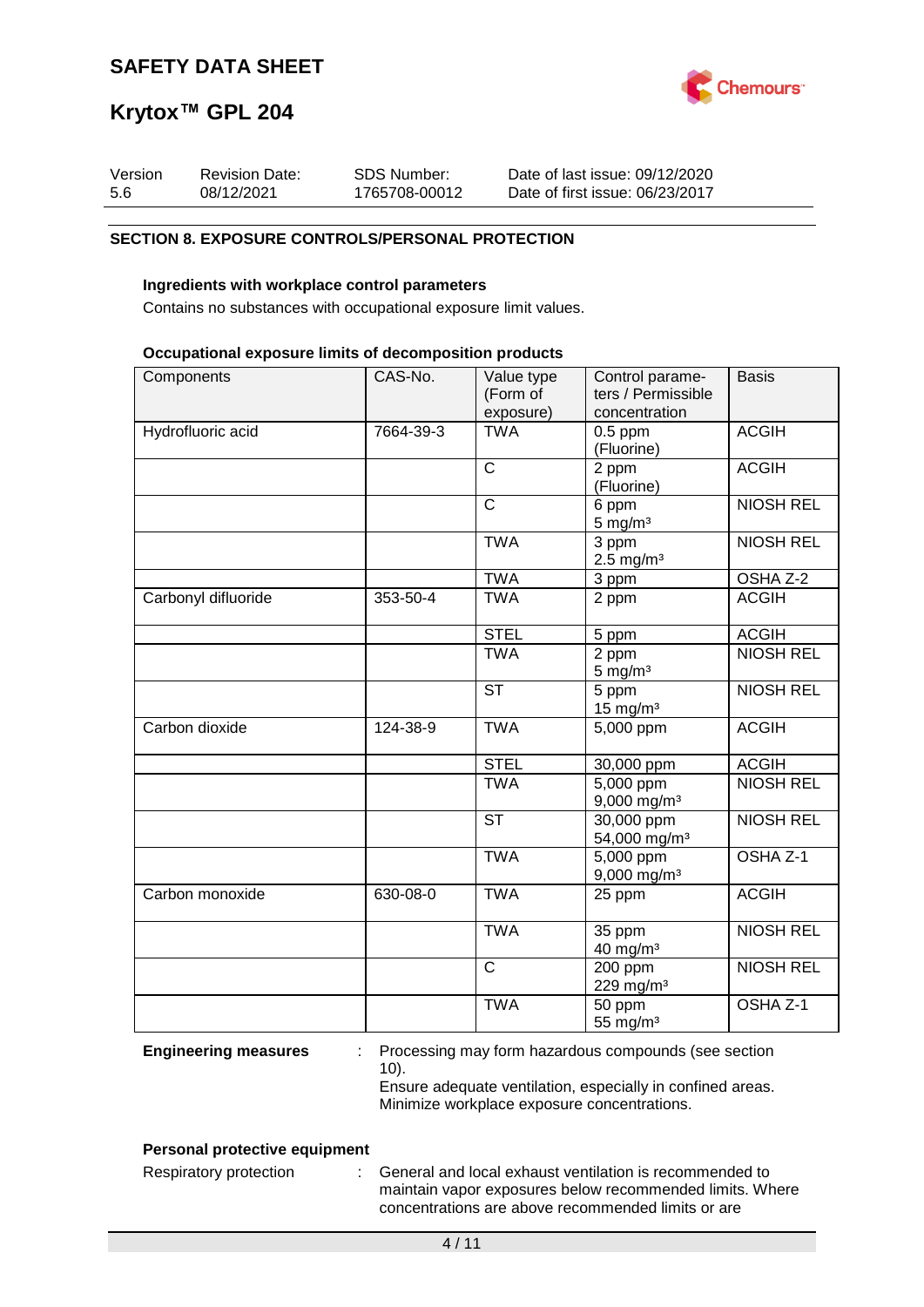## SECTION 8. EXPOSURE CONTROLS/PERSONAL PROTECTION

**Ingredients with workplace control parameters**

Contains no substances with occupational exposure limit values.

**Occupational exposure limits of decomposition products**

| Components | CAS-No. | Value type (Form of exposure) | Control parameters / Permissible concentration | Basis |
|---|---|---|---|---|
| Hydrofluoric acid | 7664-39-3 | TWA | 0.5 ppm (Fluorine) | ACGIH |
| | | C | 2 ppm (Fluorine) | ACGIH |
| | | C | 6 ppm 5 mg/m³ | NIOSH REL |
| | | TWA | 3 ppm 2.5 mg/m³ | NIOSH REL |
| | | TWA | 3 ppm | OSHA Z-2 |
| Carbonyl difluoride | 353-50-4 | TWA | 2 ppm | ACGIH |
| | | STEL | 5 ppm | ACGIH |
| | | TWA | 2 ppm 5 mg/m³ | NIOSH REL |
| | | ST | 5 ppm 15 mg/m³ | NIOSH REL |
| Carbon dioxide | 124-38-9 | TWA | 5,000 ppm | ACGIH |
| | | STEL | 30,000 ppm | ACGIH |
| | | TWA | 5,000 ppm 9,000 mg/m³ | NIOSH REL |
| | | ST | 30,000 ppm 54,000 mg/m³ | NIOSH REL |
| | | TWA | 5,000 ppm 9,000 mg/m³ | OSHA Z-1 |
| Carbon monoxide | 630-08-0 | TWA | 25 ppm | ACGIH |
| | | TWA | 35 ppm 40 mg/m³ | NIOSH REL |
| | | C | 200 ppm 229 mg/m³ | NIOSH REL |
| | | TWA | 50 ppm 55 mg/m³ | OSHA Z-1 |

**Engineering measures** : Processing may form hazardous compounds (see section 10).
Ensure adequate ventilation, especially in confined areas.
Minimize workplace exposure concentrations.

**Personal protective equipment**

Respiratory protection : General and local exhaust ventilation is recommended to maintain vapor exposures below recommended limits. Where concentrations are above recommended limits or are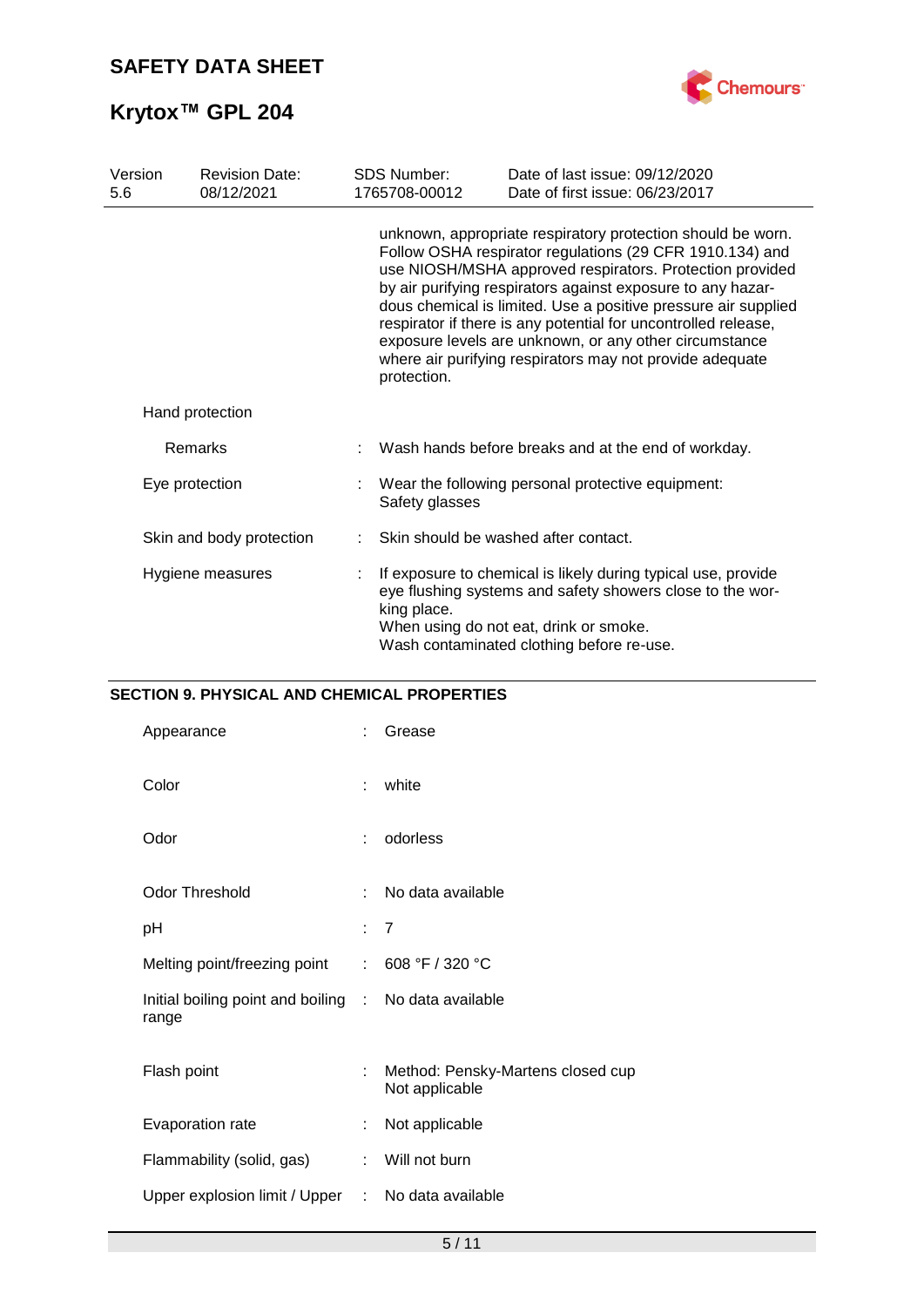unknown, appropriate respiratory protection should be worn. Follow OSHA respirator regulations (29 CFR 1910.134) and use NIOSH/MSHA approved respirators. Protection provided by air purifying respirators against exposure to any hazardous chemical is limited. Use a positive pressure air supplied respirator if there is any potential for uncontrolled release, exposure levels are unknown, or any other circumstance where air purifying respirators may not provide adequate protection.

Hand protection

| | | |
|---|---|---|
| Remarks | : | Wash hands before breaks and at the end of workday. |
| Eye protection | : | Wear the following personal protective equipment: Safety glasses |
| Skin and body protection | : | Skin should be washed after contact. |
| Hygiene measures | : | If exposure to chemical is likely during typical use, provide eye flushing systems and safety showers close to the working place. When using do not eat, drink or smoke. Wash contaminated clothing before re-use. |

## SECTION 9. PHYSICAL AND CHEMICAL PROPERTIES

| | | |
|---|---|---|
| Appearance | : | Grease |
| Color | : | white |
| Odor | : | odorless |
| Odor Threshold | : | No data available |
| pH | : | 7 |
| Melting point/freezing point | : | 608 °F / 320 °C |
| Initial boiling point and boiling range | : | No data available |
| Flash point | : | Method: Pensky-Martens closed cup<br>Not applicable |
| Evaporation rate | : | Not applicable |
| Flammability (solid, gas) | : | Will not burn |
| Upper explosion limit / Upper | : | No data available |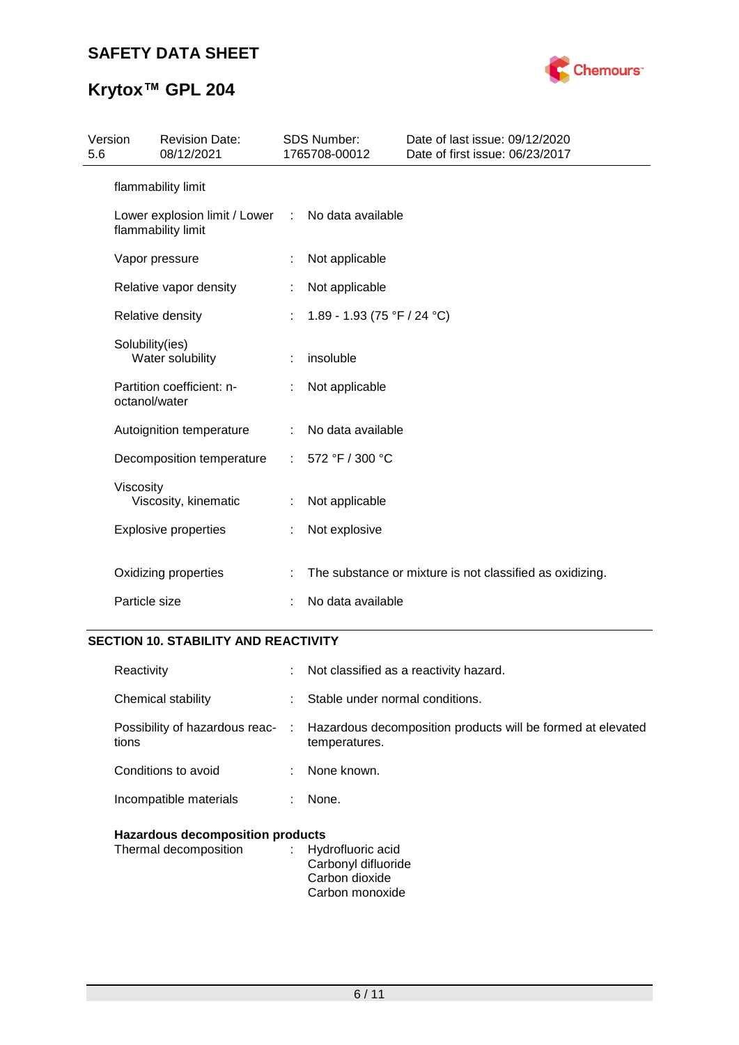| | | |
|---|---|---|
| flammability limit | | |
| Lower explosion limit / Lower flammability limit | : | No data available |
| Vapor pressure | : | Not applicable |
| Relative vapor density | : | Not applicable |
| Relative density | : | 1.89 - 1.93 (75 °F / 24 °C) |
| Solubility(ies) Water solubility | : | insoluble |
| Partition coefficient: n-octanol/water | : | Not applicable |
| Autoignition temperature | : | No data available |
| Decomposition temperature | : | 572 °F / 300 °C |
| Viscosity Viscosity, kinematic | : | Not applicable |
| Explosive properties | : | Not explosive |
| Oxidizing properties | : | The substance or mixture is not classified as oxidizing. |
| Particle size | : | No data available |

## SECTION 10. STABILITY AND REACTIVITY

| | | |
|---|---|---|
| Reactivity | : | Not classified as a reactivity hazard. |
| Chemical stability | : | Stable under normal conditions. |
| Possibility of hazardous reactions | : | Hazardous decomposition products will be formed at elevated temperatures. |
| Conditions to avoid | : | None known. |
| Incompatible materials | : | None. |

**Hazardous decomposition products**

| | | |
|---|---|---|
| Thermal decomposition | : | Hydrofluoric acid<br>Carbonyl difluoride<br>Carbon dioxide<br>Carbon monoxide |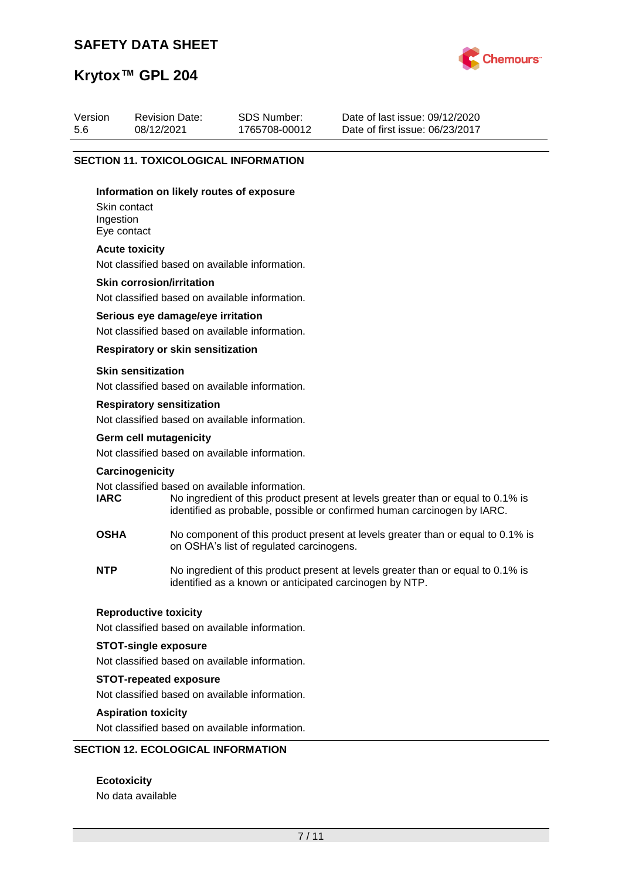## SECTION 11. TOXICOLOGICAL INFORMATION

**Information on likely routes of exposure**

Skin contact
Ingestion
Eye contact

**Acute toxicity**

Not classified based on available information.

**Skin corrosion/irritation**

Not classified based on available information.

**Serious eye damage/eye irritation**

Not classified based on available information.

**Respiratory or skin sensitization**

**Skin sensitization**

Not classified based on available information.

**Respiratory sensitization**

Not classified based on available information.

**Germ cell mutagenicity**

Not classified based on available information.

**Carcinogenicity**

Not classified based on available information.

**IARC** No ingredient of this product present at levels greater than or equal to 0.1% is identified as probable, possible or confirmed human carcinogen by IARC.

**OSHA** No component of this product present at levels greater than or equal to 0.1% is on OSHA's list of regulated carcinogens.

**NTP** No ingredient of this product present at levels greater than or equal to 0.1% is identified as a known or anticipated carcinogen by NTP.

**Reproductive toxicity**

Not classified based on available information.

**STOT-single exposure**

Not classified based on available information.

**STOT-repeated exposure**

Not classified based on available information.

**Aspiration toxicity**

Not classified based on available information.

## SECTION 12. ECOLOGICAL INFORMATION

**Ecotoxicity**

No data available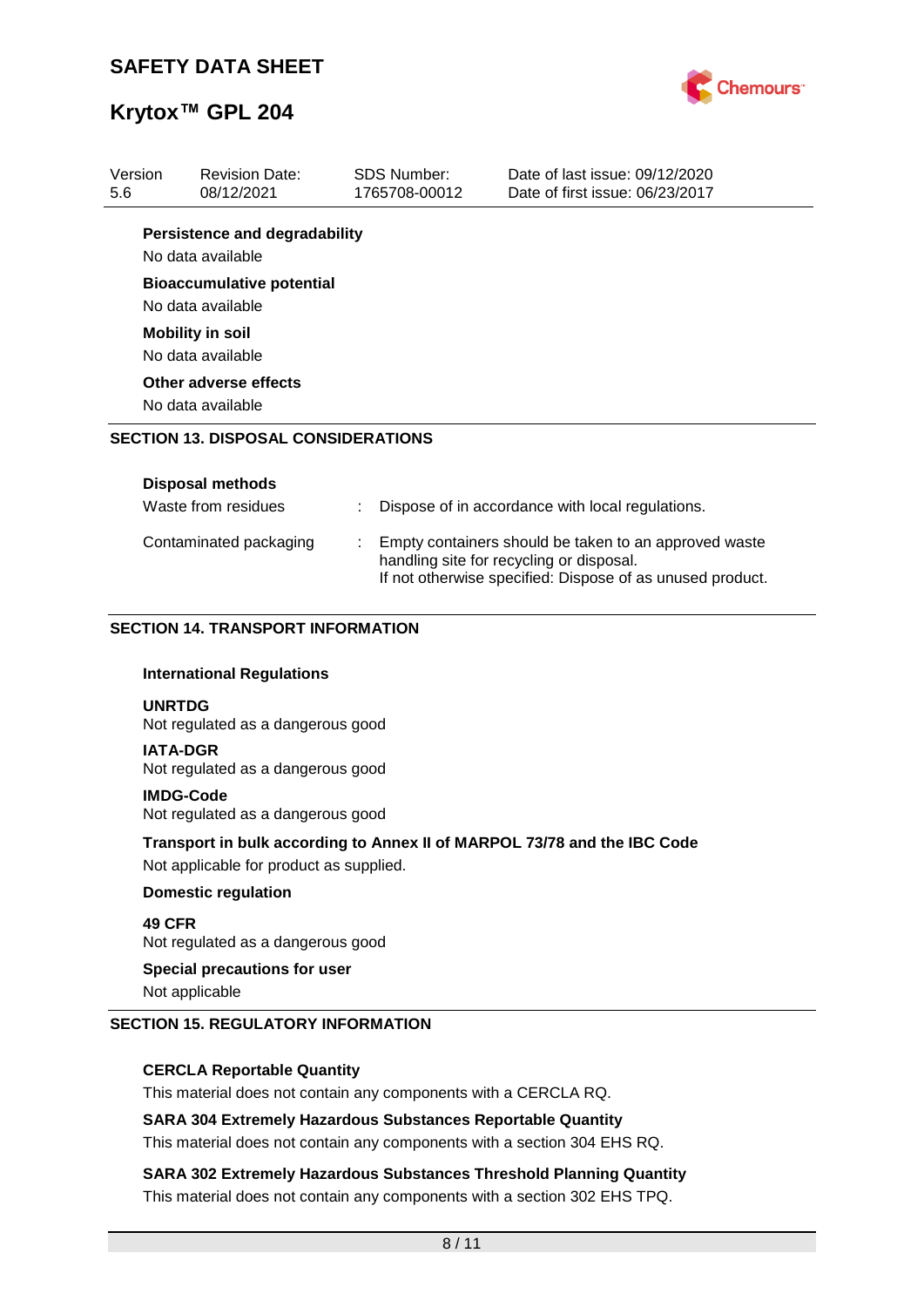**Persistence and degradability**

No data available

**Bioaccumulative potential**

No data available

**Mobility in soil**

No data available

**Other adverse effects**

No data available

## SECTION 13. DISPOSAL CONSIDERATIONS

**Disposal methods**

| | | |
|---|---|---|
| Waste from residues | : | Dispose of in accordance with local regulations. |
| Contaminated packaging | : | Empty containers should be taken to an approved waste handling site for recycling or disposal. If not otherwise specified: Dispose of as unused product. |

## SECTION 14. TRANSPORT INFORMATION

**International Regulations**

**UNRTDG**
Not regulated as a dangerous good

**IATA-DGR**
Not regulated as a dangerous good

**IMDG-Code**
Not regulated as a dangerous good

**Transport in bulk according to Annex II of MARPOL 73/78 and the IBC Code**

Not applicable for product as supplied.

**Domestic regulation**

**49 CFR**
Not regulated as a dangerous good

**Special precautions for user**

Not applicable

## SECTION 15. REGULATORY INFORMATION

**CERCLA Reportable Quantity**

This material does not contain any components with a CERCLA RQ.

**SARA 304 Extremely Hazardous Substances Reportable Quantity**

This material does not contain any components with a section 304 EHS RQ.

**SARA 302 Extremely Hazardous Substances Threshold Planning Quantity**

This material does not contain any components with a section 302 EHS TPQ.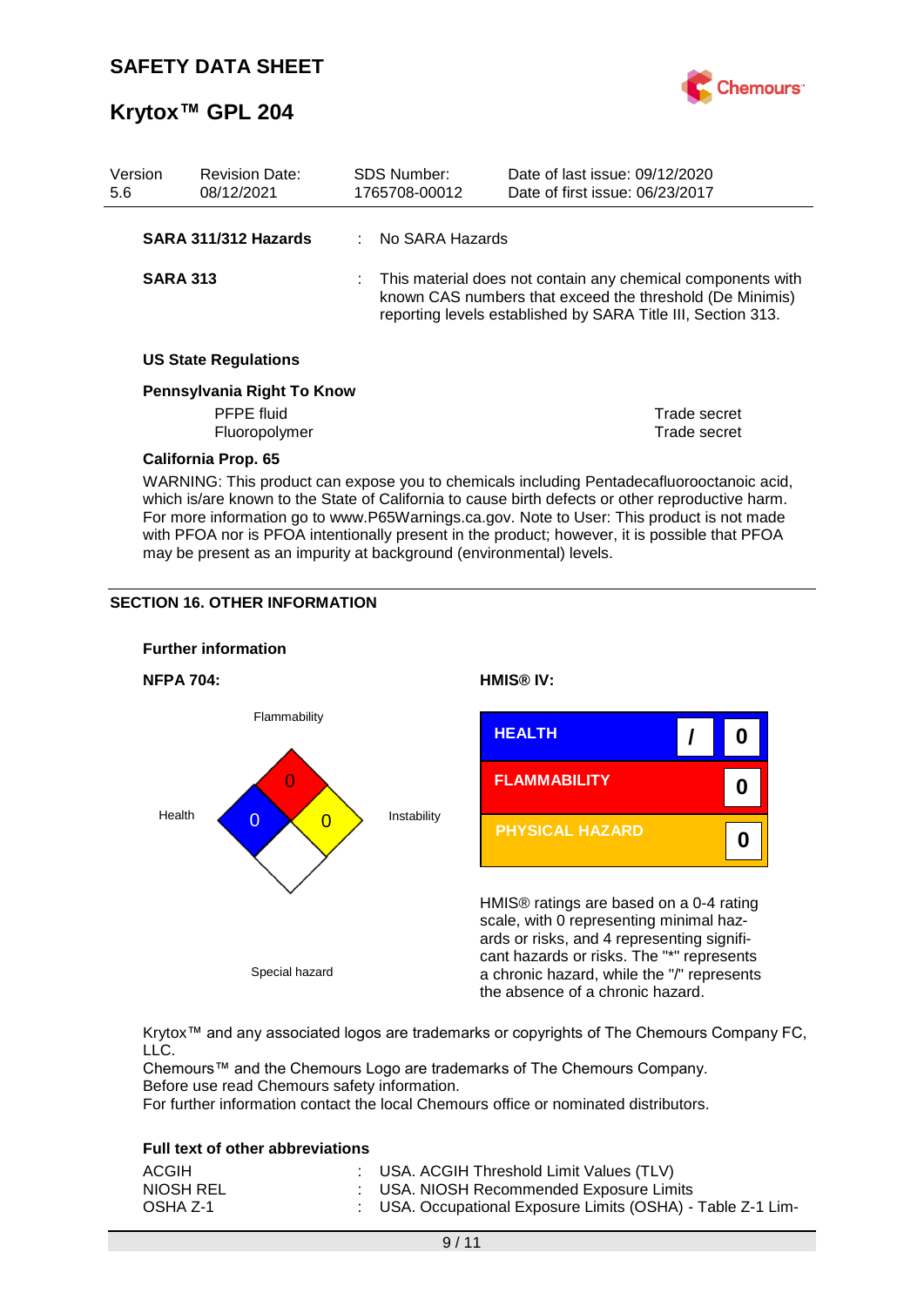| Version | Revision Date: | SDS Number: | Date of last issue: 09/12/2020 |
|---|---|---|---|
| 5.6 | 08/12/2021 | 1765708-00012 | Date of first issue: 06/23/2017 |

**SARA 311/312 Hazards** : No SARA Hazards

**SARA 313** : This material does not contain any chemical components with known CAS numbers that exceed the threshold (De Minimis) reporting levels established by SARA Title III, Section 313.

**US State Regulations**

**Pennsylvania Right To Know**

| | |
|---|---|
| PFPE fluid | Trade secret |
| Fluoropolymer | Trade secret |

**California Prop. 65**

WARNING: This product can expose you to chemicals including Pentadecafluorooctanoic acid, which is/are known to the State of California to cause birth defects or other reproductive harm. For more information go to www.P65Warnings.ca.gov. Note to User: This product is not made with PFOA nor is PFOA intentionally present in the product; however, it is possible that PFOA may be present as an impurity at background (environmental) levels.

## SECTION 16. OTHER INFORMATION

**Further information**

**NFPA 704:**

| Flammability | Health | Instability | Special hazard |
|---|---|---|---|
| 0 | 0 | 0 | |

**HMIS® IV:**

| | | |
|---|---|---|
| HEALTH | / | 0 |
| FLAMMABILITY | | 0 |
| PHYSICAL HAZARD | | 0 |

HMIS® ratings are based on a 0-4 rating scale, with 0 representing minimal hazards or risks, and 4 representing significant hazards or risks. The "*" represents a chronic hazard, while the "/" represents the absence of a chronic hazard.

Krytox™ and any associated logos are trademarks or copyrights of The Chemours Company FC, LLC.
Chemours™ and the Chemours Logo are trademarks of The Chemours Company.
Before use read Chemours safety information.
For further information contact the local Chemours office or nominated distributors.

**Full text of other abbreviations**

| | |
|---|---|
| ACGIH | : USA. ACGIH Threshold Limit Values (TLV) |
| NIOSH REL | : USA. NIOSH Recommended Exposure Limits |
| OSHA Z-1 | : USA. Occupational Exposure Limits (OSHA) - Table Z-1 Lim- |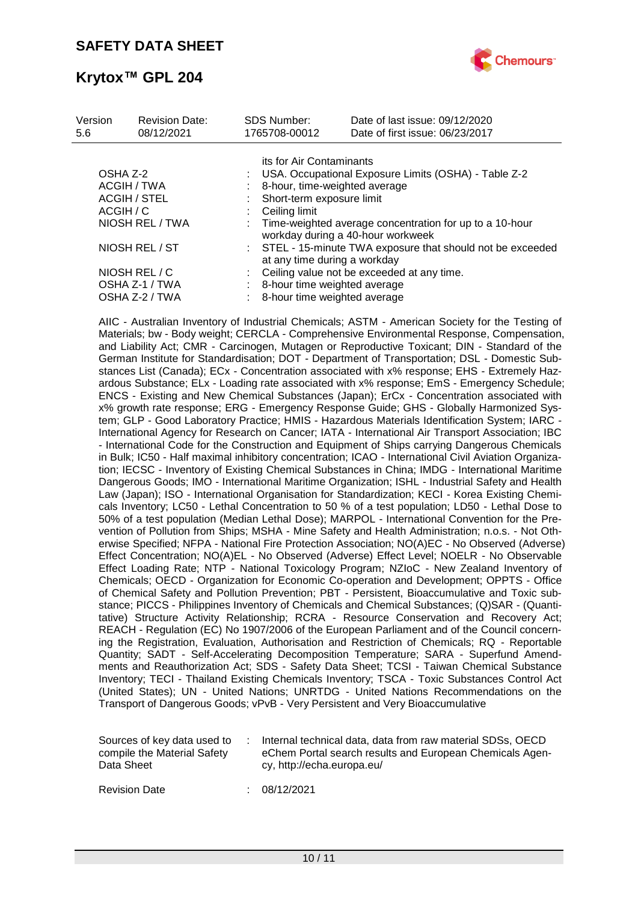its for Air Contaminants

| | | |
|---|---|---|
| OSHA Z-2 | : | USA. Occupational Exposure Limits (OSHA) - Table Z-2 |
| ACGIH / TWA | : | 8-hour, time-weighted average |
| ACGIH / STEL | : | Short-term exposure limit |
| ACGIH / C | : | Ceiling limit |
| NIOSH REL / TWA | : | Time-weighted average concentration for up to a 10-hour workday during a 40-hour workweek |
| NIOSH REL / ST | : | STEL - 15-minute TWA exposure that should not be exceeded at any time during a workday |
| NIOSH REL / C | : | Ceiling value not be exceeded at any time. |
| OSHA Z-1 / TWA | : | 8-hour time weighted average |
| OSHA Z-2 / TWA | : | 8-hour time weighted average |

AIIC - Australian Inventory of Industrial Chemicals; ASTM - American Society for the Testing of Materials; bw - Body weight; CERCLA - Comprehensive Environmental Response, Compensation, and Liability Act; CMR - Carcinogen, Mutagen or Reproductive Toxicant; DIN - Standard of the German Institute for Standardisation; DOT - Department of Transportation; DSL - Domestic Substances List (Canada); ECx - Concentration associated with x% response; EHS - Extremely Hazardous Substance; ELx - Loading rate associated with x% response; EmS - Emergency Schedule; ENCS - Existing and New Chemical Substances (Japan); ErCx - Concentration associated with x% growth rate response; ERG - Emergency Response Guide; GHS - Globally Harmonized System; GLP - Good Laboratory Practice; HMIS - Hazardous Materials Identification System; IARC - International Agency for Research on Cancer; IATA - International Air Transport Association; IBC - International Code for the Construction and Equipment of Ships carrying Dangerous Chemicals in Bulk; IC50 - Half maximal inhibitory concentration; ICAO - International Civil Aviation Organization; IECSC - Inventory of Existing Chemical Substances in China; IMDG - International Maritime Dangerous Goods; IMO - International Maritime Organization; ISHL - Industrial Safety and Health Law (Japan); ISO - International Organisation for Standardization; KECI - Korea Existing Chemicals Inventory; LC50 - Lethal Concentration to 50 % of a test population; LD50 - Lethal Dose to 50% of a test population (Median Lethal Dose); MARPOL - International Convention for the Prevention of Pollution from Ships; MSHA - Mine Safety and Health Administration; n.o.s. - Not Otherwise Specified; NFPA - National Fire Protection Association; NO(A)EC - No Observed (Adverse) Effect Concentration; NO(A)EL - No Observed (Adverse) Effect Level; NOELR - No Observable Effect Loading Rate; NTP - National Toxicology Program; NZIoC - New Zealand Inventory of Chemicals; OECD - Organization for Economic Co-operation and Development; OPPTS - Office of Chemical Safety and Pollution Prevention; PBT - Persistent, Bioaccumulative and Toxic substance; PICCS - Philippines Inventory of Chemicals and Chemical Substances; (Q)SAR - (Quantitative) Structure Activity Relationship; RCRA - Resource Conservation and Recovery Act; REACH - Regulation (EC) No 1907/2006 of the European Parliament and of the Council concerning the Registration, Evaluation, Authorisation and Restriction of Chemicals; RQ - Reportable Quantity; SADT - Self-Accelerating Decomposition Temperature; SARA - Superfund Amendments and Reauthorization Act; SDS - Safety Data Sheet; TCSI - Taiwan Chemical Substance Inventory; TECI - Thailand Existing Chemicals Inventory; TSCA - Toxic Substances Control Act (United States); UN - United Nations; UNRTDG - United Nations Recommendations on the Transport of Dangerous Goods; vPvB - Very Persistent and Very Bioaccumulative

| | | |
|---|---|---|
| Sources of key data used to compile the Material Safety Data Sheet | : | Internal technical data, data from raw material SDSs, OECD eChem Portal search results and European Chemicals Agency, http://echa.europa.eu/ |
| Revision Date | : | 08/12/2021 |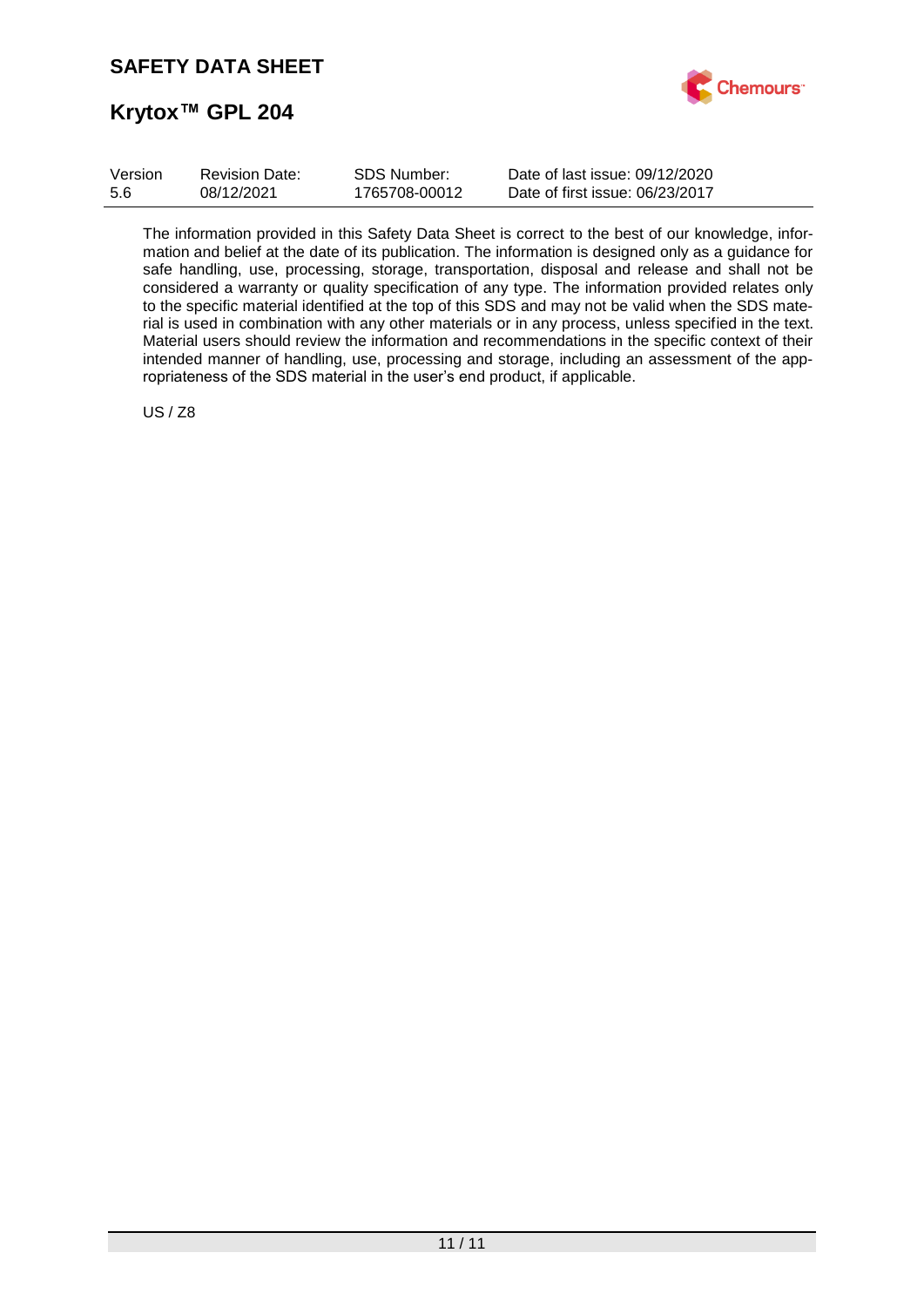The information provided in this Safety Data Sheet is correct to the best of our knowledge, information and belief at the date of its publication. The information is designed only as a guidance for safe handling, use, processing, storage, transportation, disposal and release and shall not be considered a warranty or quality specification of any type. The information provided relates only to the specific material identified at the top of this SDS and may not be valid when the SDS material is used in combination with any other materials or in any process, unless specified in the text. Material users should review the information and recommendations in the specific context of their intended manner of handling, use, processing and storage, including an assessment of the appropriateness of the SDS material in the user's end product, if applicable.

US / Z8